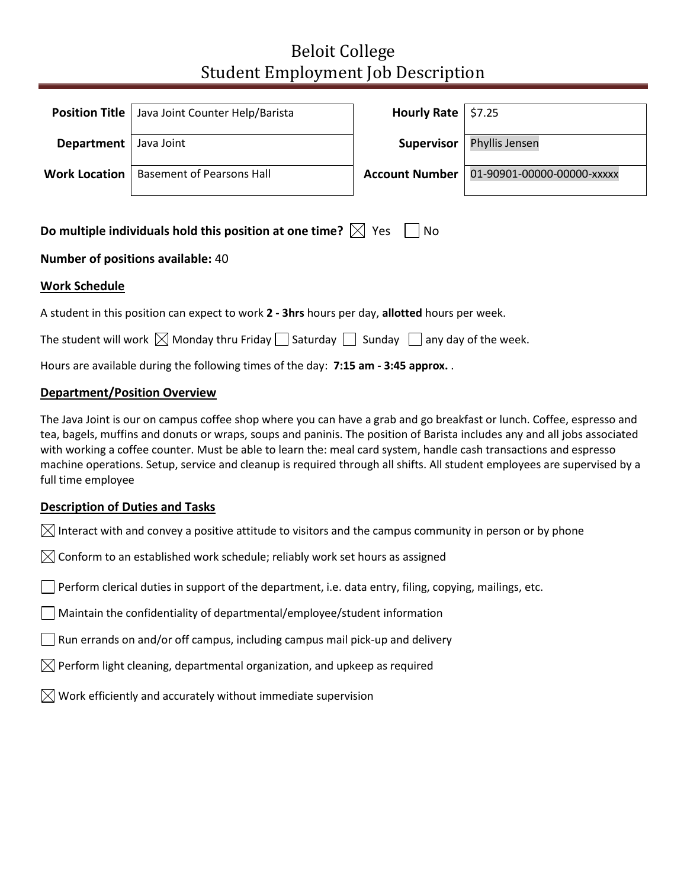# Beloit College
## Student Employment Job Description

| Position Title | Java Joint Counter Help/Barista | Hourly Rate | $7.25 |
|---|---|---|---|
| Department | Java Joint | Supervisor | Phyllis Jensen |
| Work Location | Basement of Pearsons Hall | Account Number | 01-90901-00000-00000-xxxxx |

**Do multiple individuals hold this position at one time?** ☒ Yes ☐ No

**Number of positions available:** 40

### Work Schedule

A student in this position can expect to work **2 - 3hrs** hours per day, **allotted** hours per week.

The student will work ☒ Monday thru Friday ☐ Saturday ☐ Sunday ☐ any day of the week.

Hours are available during the following times of the day: **7:15 am - 3:45 approx.** .

### Department/Position Overview

The Java Joint is our on campus coffee shop where you can have a grab and go breakfast or lunch. Coffee, espresso and tea, bagels, muffins and donuts or wraps, soups and paninis. The position of Barista includes any and all jobs associated with working a coffee counter. Must be able to learn the: meal card system, handle cash transactions and espresso machine operations. Setup, service and cleanup is required through all shifts. All student employees are supervised by a full time employee

### Description of Duties and Tasks

☒ Interact with and convey a positive attitude to visitors and the campus community in person or by phone

☒ Conform to an established work schedule; reliably work set hours as assigned

☐ Perform clerical duties in support of the department, i.e. data entry, filing, copying, mailings, etc.

☐ Maintain the confidentiality of departmental/employee/student information

☐ Run errands on and/or off campus, including campus mail pick-up and delivery

☒ Perform light cleaning, departmental organization, and upkeep as required

☒ Work efficiently and accurately without immediate supervision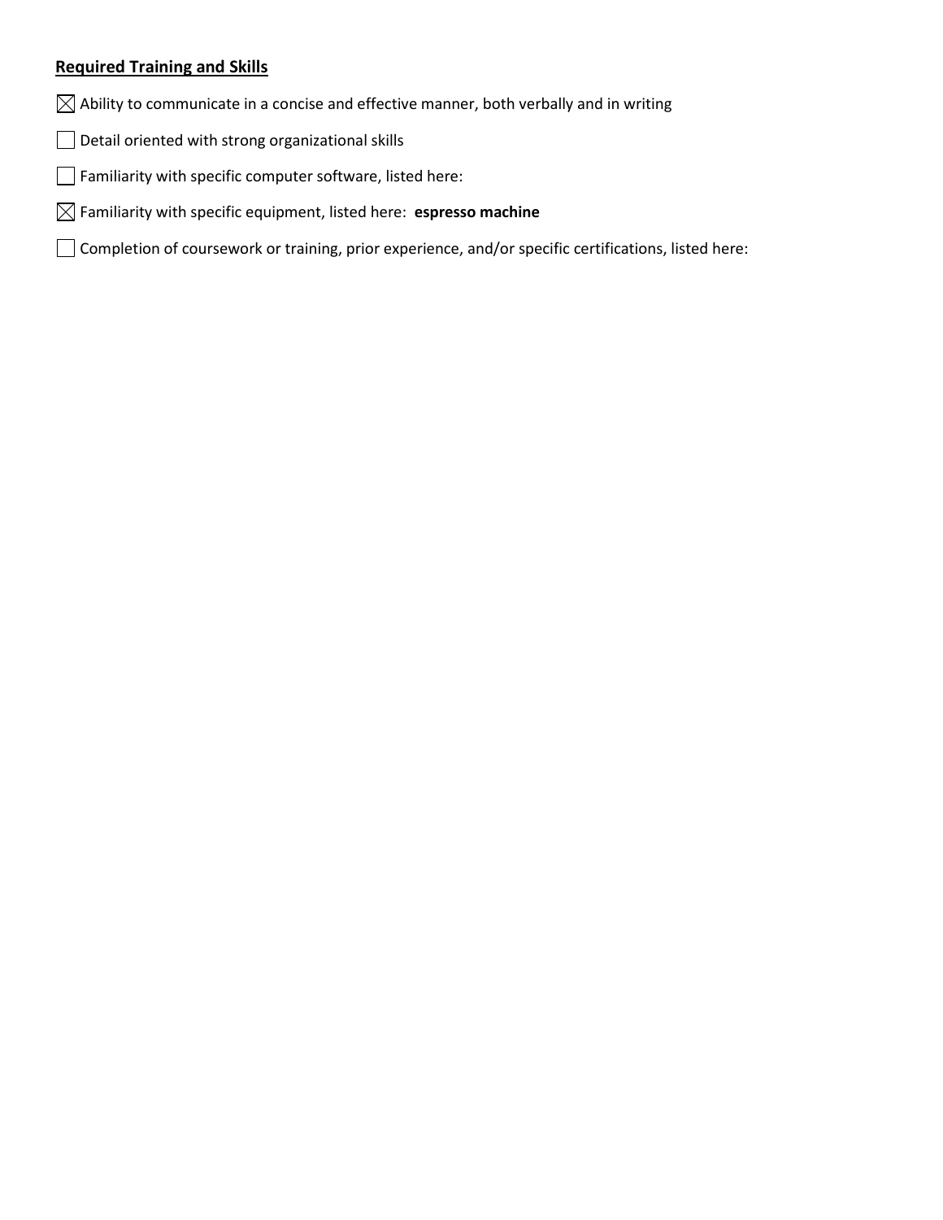**Required Training and Skills**

☒ Ability to communicate in a concise and effective manner, both verbally and in writing

☐ Detail oriented with strong organizational skills

☐ Familiarity with specific computer software, listed here:

☒ Familiarity with specific equipment, listed here: **espresso machine**

☐ Completion of coursework or training, prior experience, and/or specific certifications, listed here: